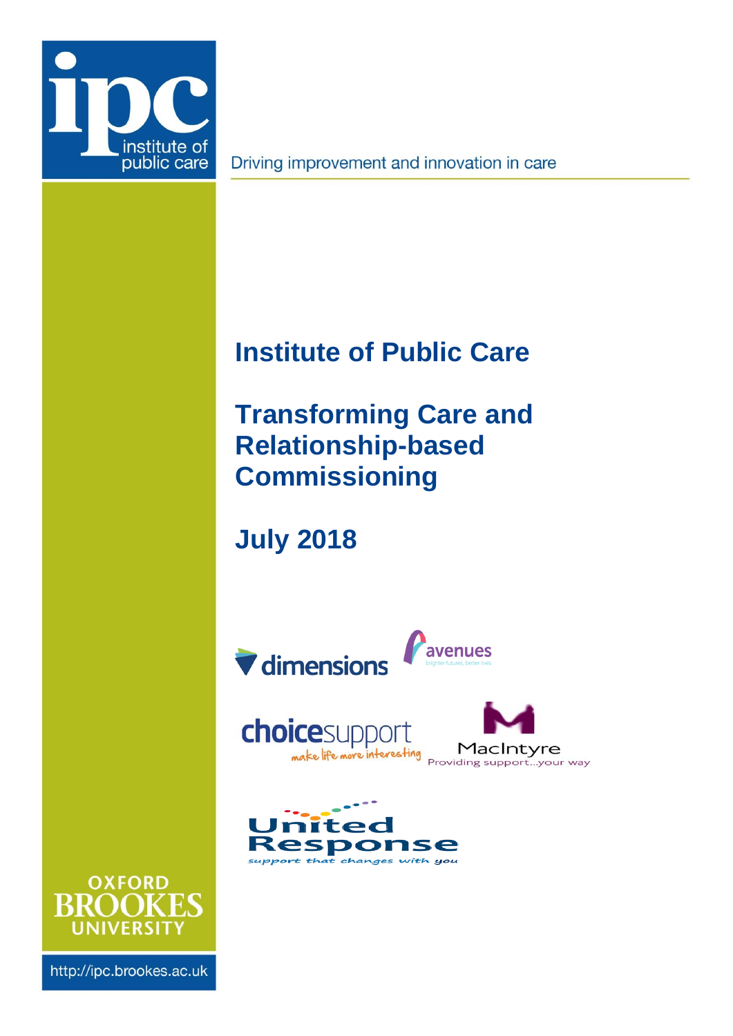ipc institute of public care

Driving improvement and innovation in care

# Institute of Public Care

# Transforming Care and Relationship-based Commissioning

## July 2018

dimensions

avenues brighter futures, better lives

choicesupport make life more interesting

MacIntyre Providing support...your way

United Response support that changes with you

OXFORD BROOKES UNIVERSITY

http://ipc.brookes.ac.uk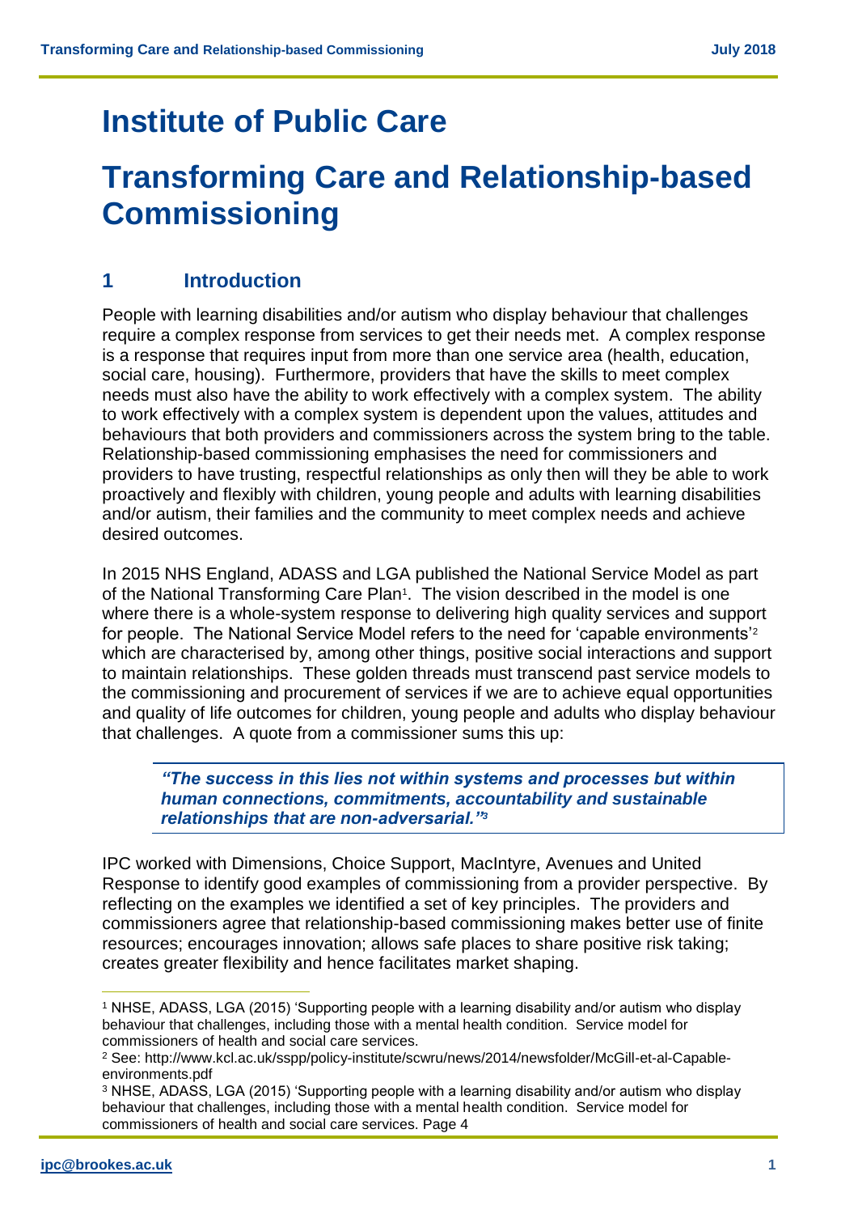# Institute of Public Care

# Transforming Care and Relationship-based Commissioning

## 1 Introduction

People with learning disabilities and/or autism who display behaviour that challenges require a complex response from services to get their needs met. A complex response is a response that requires input from more than one service area (health, education, social care, housing). Furthermore, providers that have the skills to meet complex needs must also have the ability to work effectively with a complex system. The ability to work effectively with a complex system is dependent upon the values, attitudes and behaviours that both providers and commissioners across the system bring to the table. Relationship-based commissioning emphasises the need for commissioners and providers to have trusting, respectful relationships as only then will they be able to work proactively and flexibly with children, young people and adults with learning disabilities and/or autism, their families and the community to meet complex needs and achieve desired outcomes.

In 2015 NHS England, ADASS and LGA published the National Service Model as part of the National Transforming Care Plan[1]. The vision described in the model is one where there is a whole-system response to delivering high quality services and support for people. The National Service Model refers to the need for 'capable environments'[2] which are characterised by, among other things, positive social interactions and support to maintain relationships. These golden threads must transcend past service models to the commissioning and procurement of services if we are to achieve equal opportunities and quality of life outcomes for children, young people and adults who display behaviour that challenges. A quote from a commissioner sums this up:

> ***"The success in this lies not within systems and processes but within human connections, commitments, accountability and sustainable relationships that are non-adversarial."[3]***

IPC worked with Dimensions, Choice Support, MacIntyre, Avenues and United Response to identify good examples of commissioning from a provider perspective. By reflecting on the examples we identified a set of key principles. The providers and commissioners agree that relationship-based commissioning makes better use of finite resources; encourages innovation; allows safe places to share positive risk taking; creates greater flexibility and hence facilitates market shaping.

---

[1] NHSE, ADASS, LGA (2015) 'Supporting people with a learning disability and/or autism who display behaviour that challenges, including those with a mental health condition. Service model for commissioners of health and social care services.

[2] See: http://www.kcl.ac.uk/sspp/policy-institute/scwru/news/2014/newsfolder/McGill-et-al-Capable-environments.pdf

[3] NHSE, ADASS, LGA (2015) 'Supporting people with a learning disability and/or autism who display behaviour that challenges, including those with a mental health condition. Service model for commissioners of health and social care services. Page 4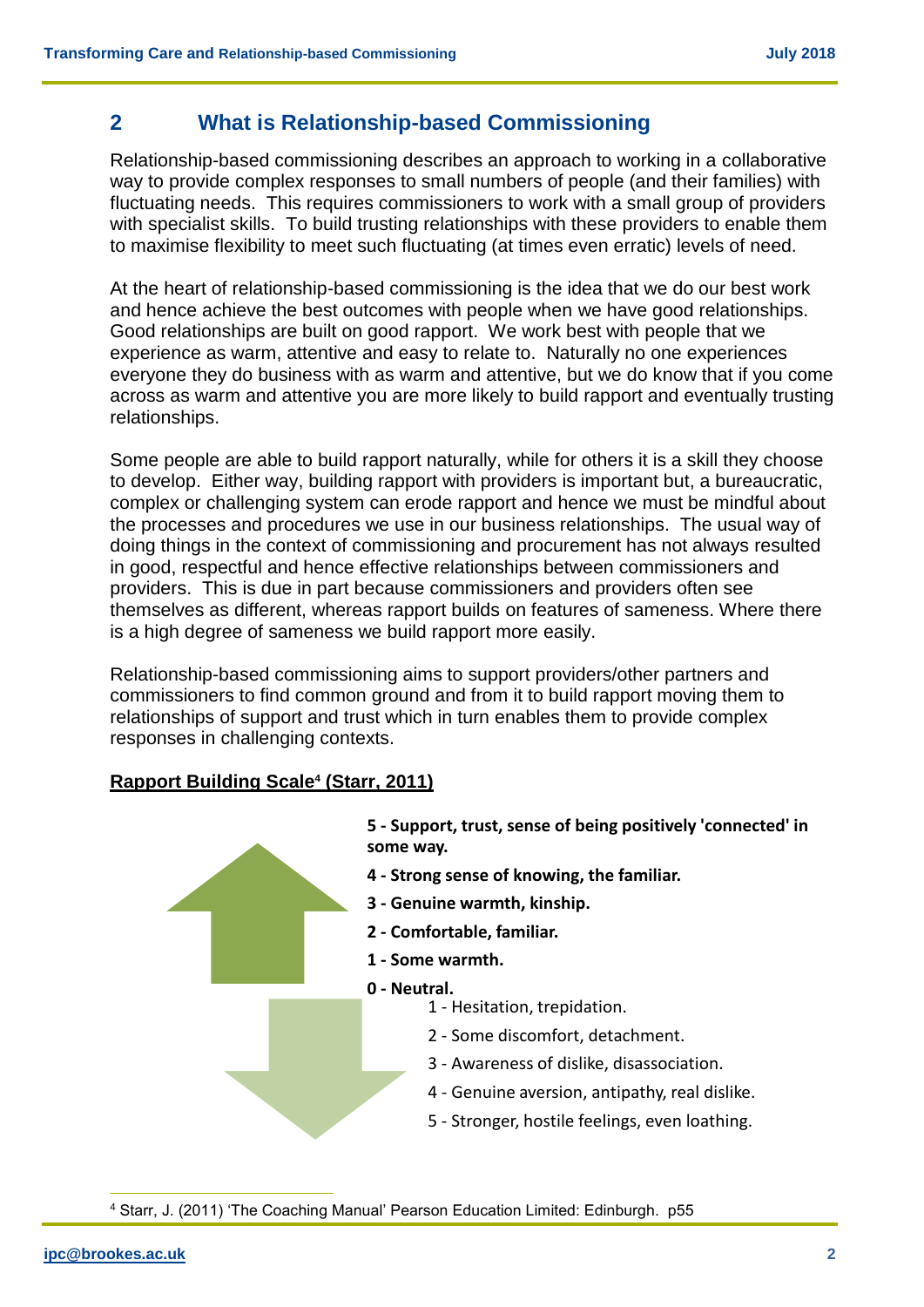## 2 What is Relationship-based Commissioning

Relationship-based commissioning describes an approach to working in a collaborative way to provide complex responses to small numbers of people (and their families) with fluctuating needs. This requires commissioners to work with a small group of providers with specialist skills. To build trusting relationships with these providers to enable them to maximise flexibility to meet such fluctuating (at times even erratic) levels of need.

At the heart of relationship-based commissioning is the idea that we do our best work and hence achieve the best outcomes with people when we have good relationships. Good relationships are built on good rapport. We work best with people that we experience as warm, attentive and easy to relate to. Naturally no one experiences everyone they do business with as warm and attentive, but we do know that if you come across as warm and attentive you are more likely to build rapport and eventually trusting relationships.

Some people are able to build rapport naturally, while for others it is a skill they choose to develop. Either way, building rapport with providers is important but, a bureaucratic, complex or challenging system can erode rapport and hence we must be mindful about the processes and procedures we use in our business relationships. The usual way of doing things in the context of commissioning and procurement has not always resulted in good, respectful and hence effective relationships between commissioners and providers. This is due in part because commissioners and providers often see themselves as different, whereas rapport builds on features of sameness. Where there is a high degree of sameness we build rapport more easily.

Relationship-based commissioning aims to support providers/other partners and commissioners to find common ground and from it to build rapport moving them to relationships of support and trust which in turn enables them to provide complex responses in challenging contexts.

**Rapport Building Scale[4] (Starr, 2011)**

**5 - Support, trust, sense of being positively 'connected' in some way.**

**4 - Strong sense of knowing, the familiar.**

**3 - Genuine warmth, kinship.**

**2 - Comfortable, familiar.**

**1 - Some warmth.**

**0 - Neutral.**

1 - Hesitation, trepidation.

2 - Some discomfort, detachment.

3 - Awareness of dislike, disassociation.

4 - Genuine aversion, antipathy, real dislike.

5 - Stronger, hostile feelings, even loathing.

[4] Starr, J. (2011) 'The Coaching Manual' Pearson Education Limited: Edinburgh. p55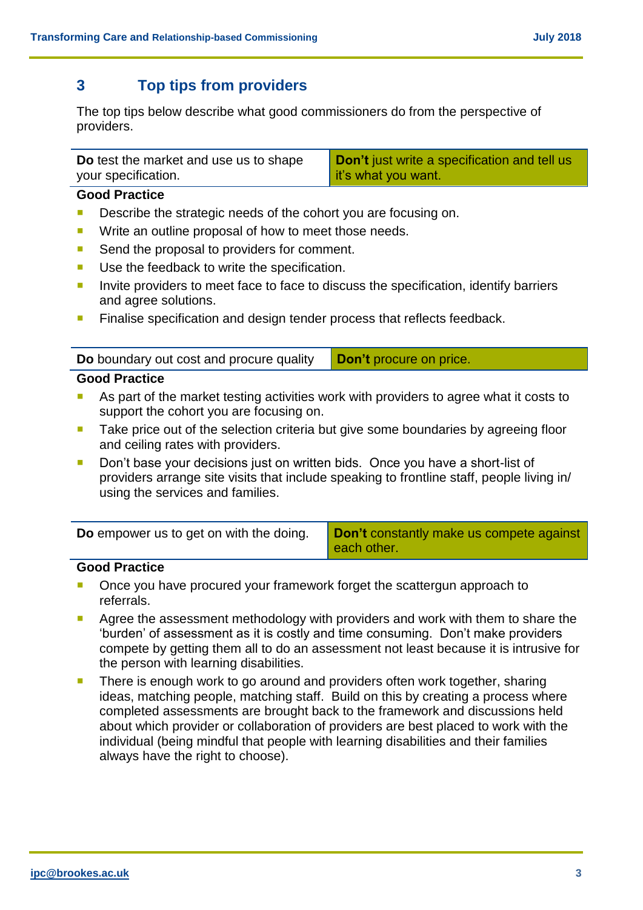## 3 Top tips from providers

The top tips below describe what good commissioners do from the perspective of providers.

| **Do** test the market and use us to shape your specification. | **Don't** just write a specification and tell us it's what you want. |
|---|---|

**Good Practice**

- Describe the strategic needs of the cohort you are focusing on.
- Write an outline proposal of how to meet those needs.
- Send the proposal to providers for comment.
- Use the feedback to write the specification.
- Invite providers to meet face to face to discuss the specification, identify barriers and agree solutions.
- Finalise specification and design tender process that reflects feedback.

| **Do** boundary out cost and procure quality | **Don't** procure on price. |
|---|---|

**Good Practice**

- As part of the market testing activities work with providers to agree what it costs to support the cohort you are focusing on.
- Take price out of the selection criteria but give some boundaries by agreeing floor and ceiling rates with providers.
- Don't base your decisions just on written bids. Once you have a short-list of providers arrange site visits that include speaking to frontline staff, people living in/ using the services and families.

| **Do** empower us to get on with the doing. | **Don't** constantly make us compete against each other. |
|---|---|

**Good Practice**

- Once you have procured your framework forget the scattergun approach to referrals.
- Agree the assessment methodology with providers and work with them to share the 'burden' of assessment as it is costly and time consuming. Don't make providers compete by getting them all to do an assessment not least because it is intrusive for the person with learning disabilities.
- There is enough work to go around and providers often work together, sharing ideas, matching people, matching staff. Build on this by creating a process where completed assessments are brought back to the framework and discussions held about which provider or collaboration of providers are best placed to work with the individual (being mindful that people with learning disabilities and their families always have the right to choose).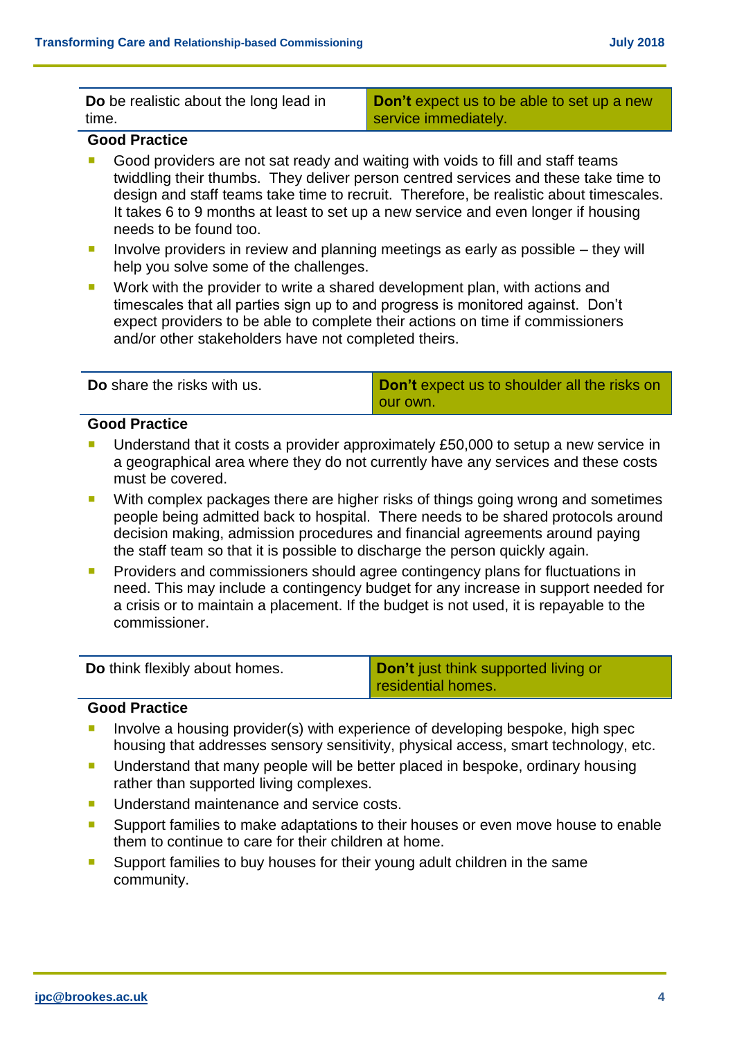| | |
|---|---|
| **Do** be realistic about the long lead in time. | **Don't** expect us to be able to set up a new service immediately. |

**Good Practice**

- Good providers are not sat ready and waiting with voids to fill and staff teams twiddling their thumbs. They deliver person centred services and these take time to design and staff teams take time to recruit. Therefore, be realistic about timescales. It takes 6 to 9 months at least to set up a new service and even longer if housing needs to be found too.
- Involve providers in review and planning meetings as early as possible – they will help you solve some of the challenges.
- Work with the provider to write a shared development plan, with actions and timescales that all parties sign up to and progress is monitored against. Don't expect providers to be able to complete their actions on time if commissioners and/or other stakeholders have not completed theirs.

| | |
|---|---|
| **Do** share the risks with us. | **Don't** expect us to shoulder all the risks on our own. |

**Good Practice**

- Understand that it costs a provider approximately £50,000 to setup a new service in a geographical area where they do not currently have any services and these costs must be covered.
- With complex packages there are higher risks of things going wrong and sometimes people being admitted back to hospital. There needs to be shared protocols around decision making, admission procedures and financial agreements around paying the staff team so that it is possible to discharge the person quickly again.
- Providers and commissioners should agree contingency plans for fluctuations in need. This may include a contingency budget for any increase in support needed for a crisis or to maintain a placement. If the budget is not used, it is repayable to the commissioner.

| | |
|---|---|
| **Do** think flexibly about homes. | **Don't** just think supported living or residential homes. |

**Good Practice**

- Involve a housing provider(s) with experience of developing bespoke, high spec housing that addresses sensory sensitivity, physical access, smart technology, etc.
- Understand that many people will be better placed in bespoke, ordinary housing rather than supported living complexes.
- Understand maintenance and service costs.
- Support families to make adaptations to their houses or even move house to enable them to continue to care for their children at home.
- Support families to buy houses for their young adult children in the same community.